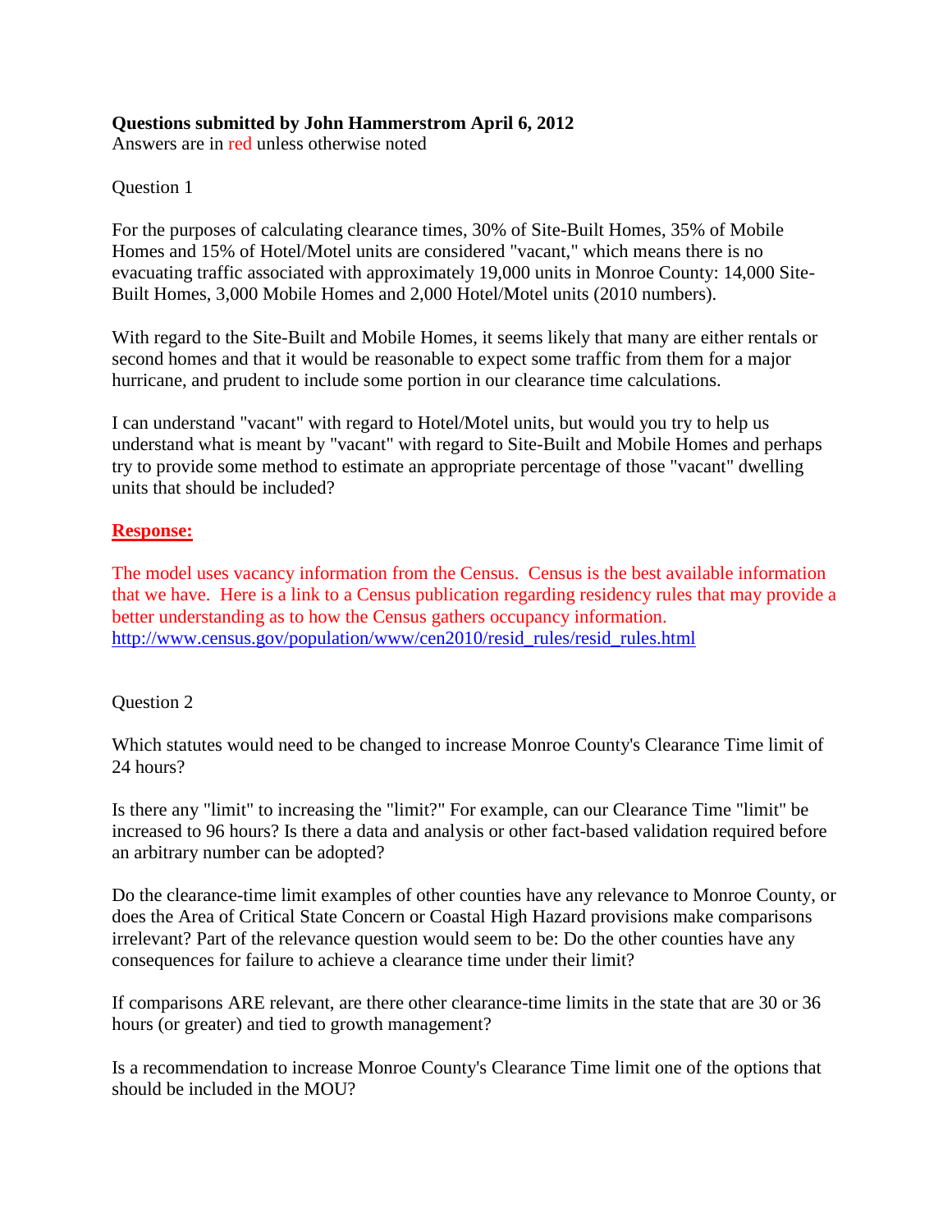**Questions submitted by John Hammerstrom April 6, 2012**
Answers are in red unless otherwise noted

Question 1

For the purposes of calculating clearance times, 30% of Site-Built Homes, 35% of Mobile Homes and 15% of Hotel/Motel units are considered "vacant," which means there is no evacuating traffic associated with approximately 19,000 units in Monroe County: 14,000 Site-Built Homes, 3,000 Mobile Homes and 2,000 Hotel/Motel units (2010 numbers).

With regard to the Site-Built and Mobile Homes, it seems likely that many are either rentals or second homes and that it would be reasonable to expect some traffic from them for a major hurricane, and prudent to include some portion in our clearance time calculations.

I can understand "vacant" with regard to Hotel/Motel units, but would you try to help us understand what is meant by "vacant" with regard to Site-Built and Mobile Homes and perhaps try to provide some method to estimate an appropriate percentage of those "vacant" dwelling units that should be included?

**Response:**

The model uses vacancy information from the Census. Census is the best available information that we have. Here is a link to a Census publication regarding residency rules that may provide a better understanding as to how the Census gathers occupancy information. http://www.census.gov/population/www/cen2010/resid_rules/resid_rules.html

Question 2

Which statutes would need to be changed to increase Monroe County's Clearance Time limit of 24 hours?

Is there any "limit" to increasing the "limit?" For example, can our Clearance Time "limit" be increased to 96 hours? Is there a data and analysis or other fact-based validation required before an arbitrary number can be adopted?

Do the clearance-time limit examples of other counties have any relevance to Monroe County, or does the Area of Critical State Concern or Coastal High Hazard provisions make comparisons irrelevant? Part of the relevance question would seem to be: Do the other counties have any consequences for failure to achieve a clearance time under their limit?

If comparisons ARE relevant, are there other clearance-time limits in the state that are 30 or 36 hours (or greater) and tied to growth management?

Is a recommendation to increase Monroe County's Clearance Time limit one of the options that should be included in the MOU?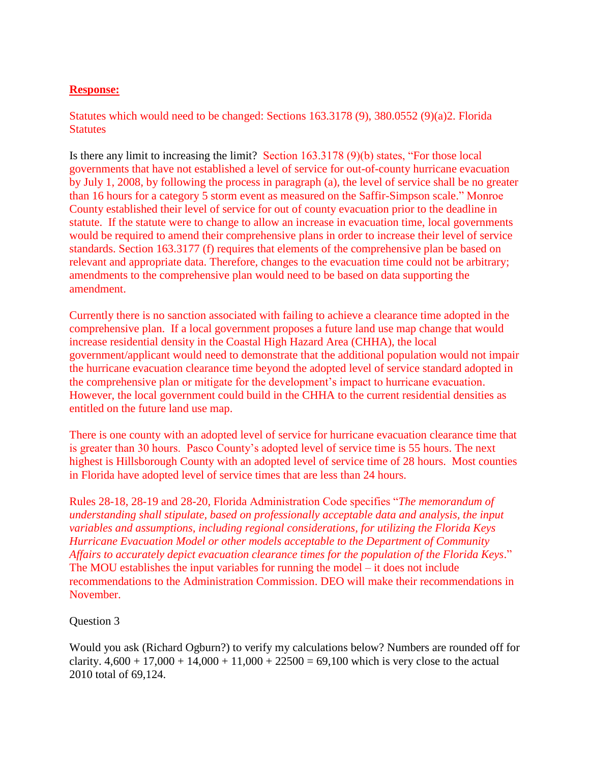**Response:**

Statutes which would need to be changed: Sections 163.3178 (9), 380.0552 (9)(a)2. Florida Statutes

Is there any limit to increasing the limit? Section 163.3178 (9)(b) states, "For those local governments that have not established a level of service for out-of-county hurricane evacuation by July 1, 2008, by following the process in paragraph (a), the level of service shall be no greater than 16 hours for a category 5 storm event as measured on the Saffir-Simpson scale." Monroe County established their level of service for out of county evacuation prior to the deadline in statute. If the statute were to change to allow an increase in evacuation time, local governments would be required to amend their comprehensive plans in order to increase their level of service standards. Section 163.3177 (f) requires that elements of the comprehensive plan be based on relevant and appropriate data. Therefore, changes to the evacuation time could not be arbitrary; amendments to the comprehensive plan would need to be based on data supporting the amendment.

Currently there is no sanction associated with failing to achieve a clearance time adopted in the comprehensive plan. If a local government proposes a future land use map change that would increase residential density in the Coastal High Hazard Area (CHHA), the local government/applicant would need to demonstrate that the additional population would not impair the hurricane evacuation clearance time beyond the adopted level of service standard adopted in the comprehensive plan or mitigate for the development's impact to hurricane evacuation. However, the local government could build in the CHHA to the current residential densities as entitled on the future land use map.

There is one county with an adopted level of service for hurricane evacuation clearance time that is greater than 30 hours. Pasco County's adopted level of service time is 55 hours. The next highest is Hillsborough County with an adopted level of service time of 28 hours. Most counties in Florida have adopted level of service times that are less than 24 hours.

Rules 28-18, 28-19 and 28-20, Florida Administration Code specifies "*The memorandum of understanding shall stipulate, based on professionally acceptable data and analysis, the input variables and assumptions, including regional considerations, for utilizing the Florida Keys Hurricane Evacuation Model or other models acceptable to the Department of Community Affairs to accurately depict evacuation clearance times for the population of the Florida Keys*." The MOU establishes the input variables for running the model – it does not include recommendations to the Administration Commission. DEO will make their recommendations in November.

Question 3

Would you ask (Richard Ogburn?) to verify my calculations below? Numbers are rounded off for clarity. 4,600 + 17,000 + 14,000 + 11,000 + 22500 = 69,100 which is very close to the actual 2010 total of 69,124.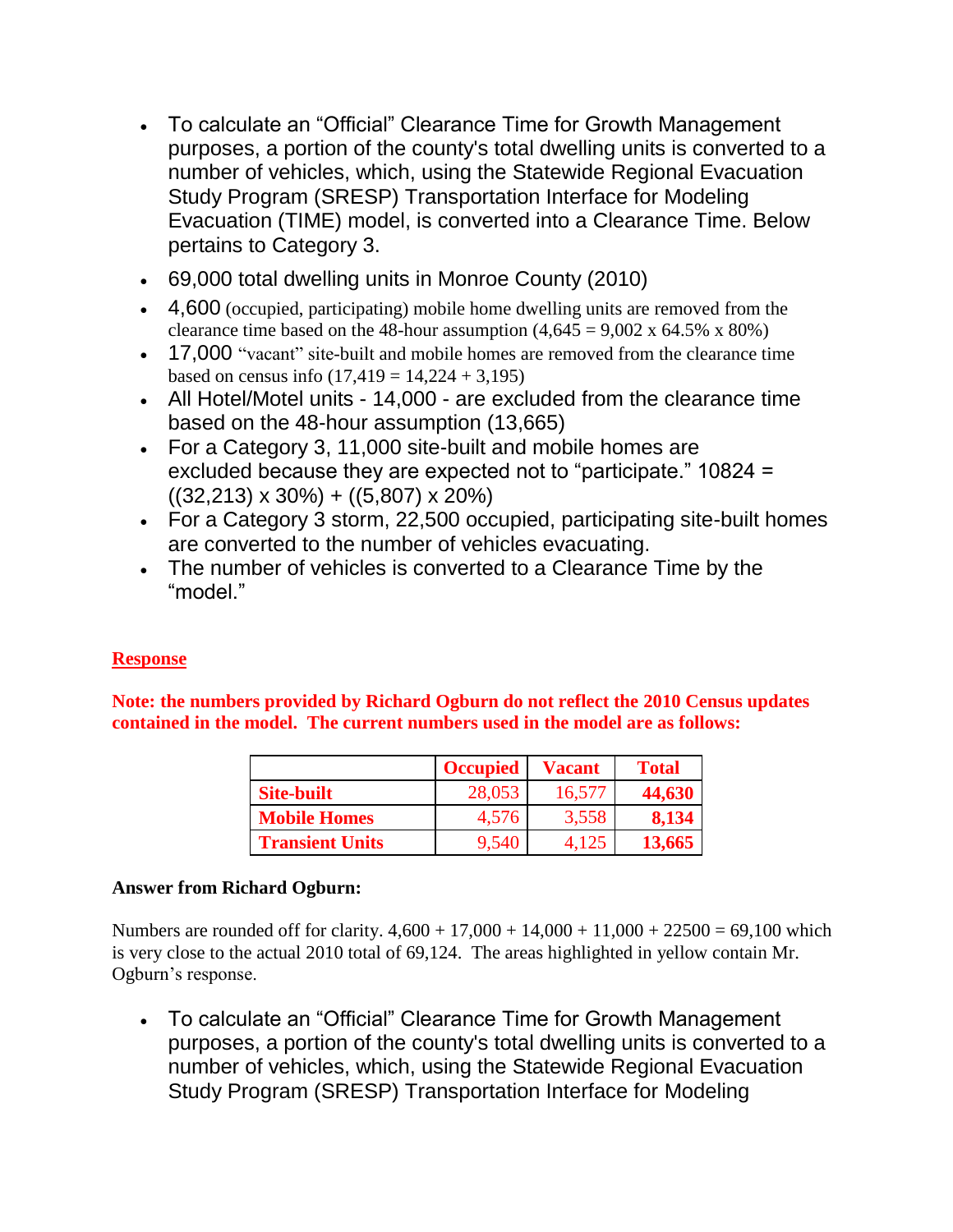- To calculate an “Official” Clearance Time for Growth Management purposes, a portion of the county's total dwelling units is converted to a number of vehicles, which, using the Statewide Regional Evacuation Study Program (SRESP) Transportation Interface for Modeling Evacuation (TIME) model, is converted into a Clearance Time. Below pertains to Category 3.
- 69,000 total dwelling units in Monroe County (2010)
- 4,600 (occupied, participating) mobile home dwelling units are removed from the clearance time based on the 48-hour assumption (4,645 = 9,002 x 64.5% x 80%)
- 17,000 “vacant” site-built and mobile homes are removed from the clearance time based on census info (17,419 = 14,224 + 3,195)
- All Hotel/Motel units - 14,000 - are excluded from the clearance time based on the 48-hour assumption (13,665)
- For a Category 3, 11,000 site-built and mobile homes are excluded because they are expected not to “participate.” 10824 = ((32,213) x 30%) + ((5,807) x 20%)
- For a Category 3 storm, 22,500 occupied, participating site-built homes are converted to the number of vehicles evacuating.
- The number of vehicles is converted to a Clearance Time by the “model.”

**Response**

**Note: the numbers provided by Richard Ogburn do not reflect the 2010 Census updates contained in the model. The current numbers used in the model are as follows:**

| | Occupied | Vacant | Total |
|---|---|---|---|
| **Site-built** | 28,053 | 16,577 | **44,630** |
| **Mobile Homes** | 4,576 | 3,558 | **8,134** |
| **Transient Units** | 9,540 | 4,125 | **13,665** |

**Answer from Richard Ogburn:**

Numbers are rounded off for clarity. 4,600 + 17,000 + 14,000 + 11,000 + 22500 = 69,100 which is very close to the actual 2010 total of 69,124. The areas highlighted in yellow contain Mr. Ogburn’s response.

- To calculate an “Official” Clearance Time for Growth Management purposes, a portion of the county's total dwelling units is converted to a number of vehicles, which, using the Statewide Regional Evacuation Study Program (SRESP) Transportation Interface for Modeling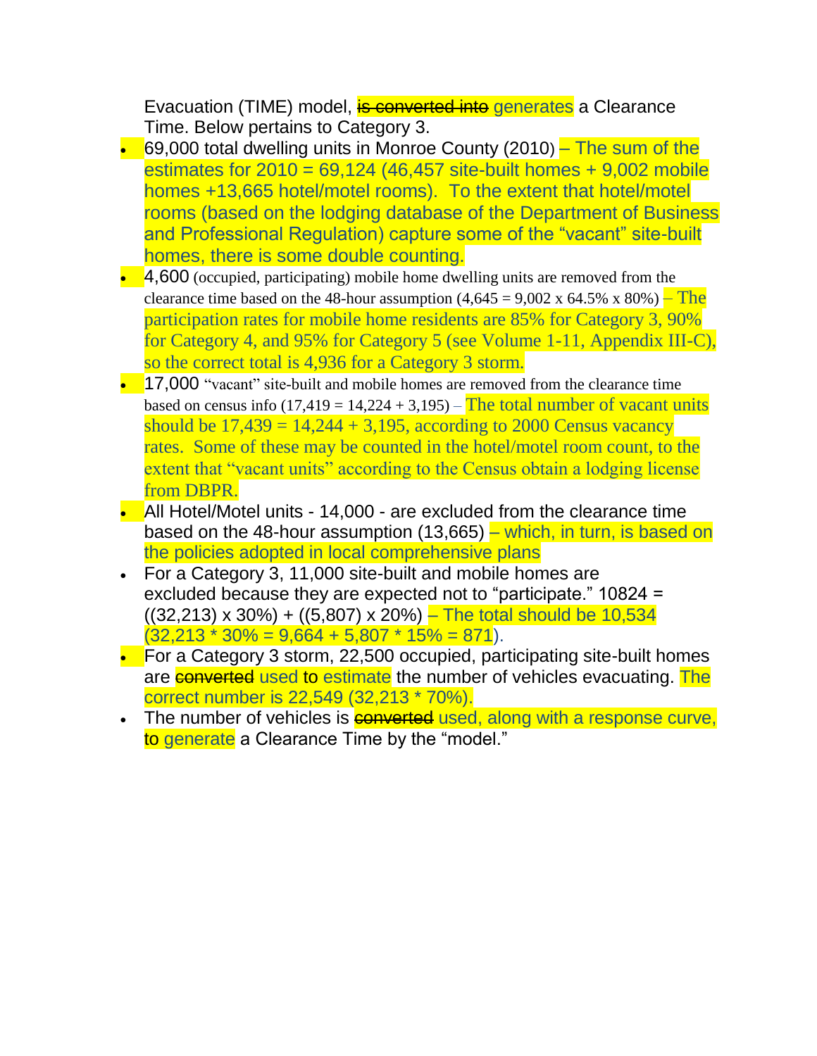Evacuation (TIME) model, ~~is converted into~~ generates a Clearance Time. Below pertains to Category 3.

- 69,000 total dwelling units in Monroe County (2010) – The sum of the estimates for 2010 = 69,124 (46,457 site-built homes + 9,002 mobile homes +13,665 hotel/motel rooms). To the extent that hotel/motel rooms (based on the lodging database of the Department of Business and Professional Regulation) capture some of the "vacant" site-built homes, there is some double counting.
- 4,600 (occupied, participating) mobile home dwelling units are removed from the clearance time based on the 48-hour assumption (4,645 = 9,002 x 64.5% x 80%) – The participation rates for mobile home residents are 85% for Category 3, 90% for Category 4, and 95% for Category 5 (see Volume 1-11, Appendix III-C), so the correct total is 4,936 for a Category 3 storm.
- 17,000 "vacant" site-built and mobile homes are removed from the clearance time based on census info (17,419 = 14,224 + 3,195) – The total number of vacant units should be 17,439 = 14,244 + 3,195, according to 2000 Census vacancy rates. Some of these may be counted in the hotel/motel room count, to the extent that "vacant units" according to the Census obtain a lodging license from DBPR.
- All Hotel/Motel units - 14,000 - are excluded from the clearance time based on the 48-hour assumption (13,665) – which, in turn, is based on the policies adopted in local comprehensive plans
- For a Category 3, 11,000 site-built and mobile homes are excluded because they are expected not to "participate." 10824 = ((32,213) x 30%) + ((5,807) x 20%) – The total should be 10,534 (32,213 * 30% = 9,664 + 5,807 * 15% = 871).
- For a Category 3 storm, 22,500 occupied, participating site-built homes are ~~converted~~ used to estimate the number of vehicles evacuating. The correct number is 22,549 (32,213 * 70%).
- The number of vehicles is ~~converted~~ used, along with a response curve, to generate a Clearance Time by the "model."